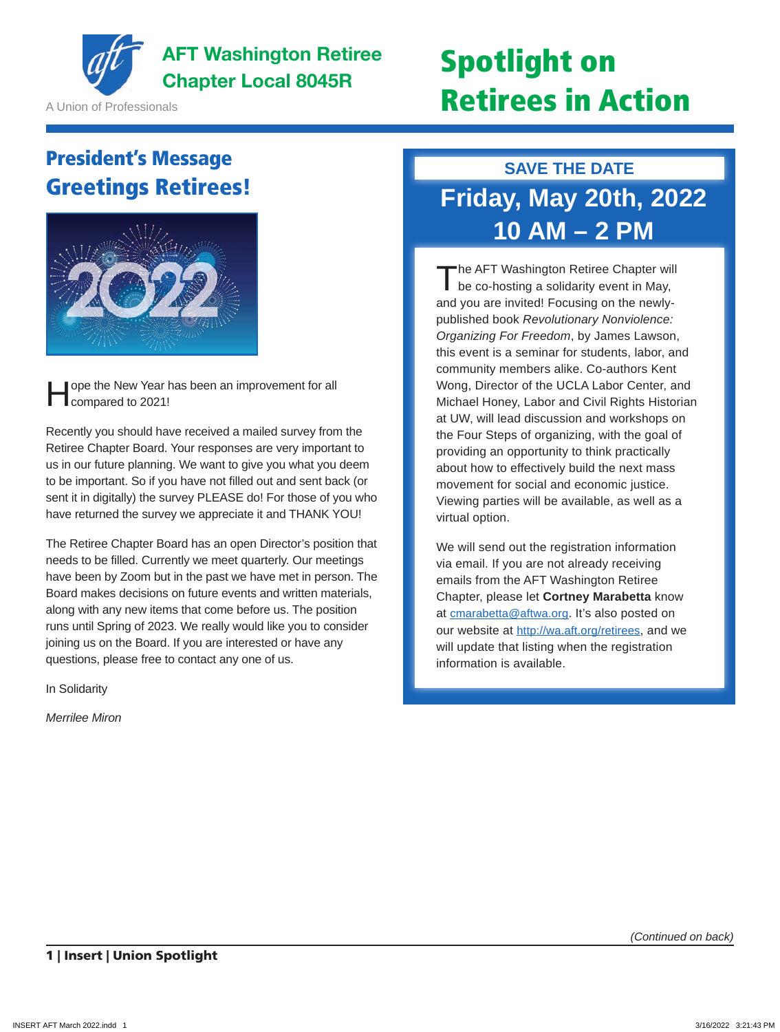AFT Washington Retiree Chapter Local 8045R

A Union of Professionals

# Spotlight on Retirees in Action

## President's Message
## Greetings Retirees!

Hope the New Year has been an improvement for all compared to 2021!

Recently you should have received a mailed survey from the Retiree Chapter Board. Your responses are very important to us in our future planning. We want to give you what you deem to be important. So if you have not filled out and sent back (or sent it in digitally) the survey PLEASE do! For those of you who have returned the survey we appreciate it and THANK YOU!

The Retiree Chapter Board has an open Director's position that needs to be filled. Currently we meet quarterly. Our meetings have been by Zoom but in the past we have met in person. The Board makes decisions on future events and written materials, along with any new items that come before us. The position runs until Spring of 2023. We really would like you to consider joining us on the Board. If you are interested or have any questions, please free to contact any one of us.

In Solidarity

*Merrilee Miron*

## SAVE THE DATE

## Friday, May 20th, 2022
## 10 AM – 2 PM

The AFT Washington Retiree Chapter will be co-hosting a solidarity event in May, and you are invited! Focusing on the newly-published book *Revolutionary Nonviolence: Organizing For Freedom*, by James Lawson, this event is a seminar for students, labor, and community members alike. Co-authors Kent Wong, Director of the UCLA Labor Center, and Michael Honey, Labor and Civil Rights Historian at UW, will lead discussion and workshops on the Four Steps of organizing, with the goal of providing an opportunity to think practically about how to effectively build the next mass movement for social and economic justice. Viewing parties will be available, as well as a virtual option.

We will send out the registration information via email. If you are not already receiving emails from the AFT Washington Retiree Chapter, please let **Cortney Marabetta** know at cmarabetta@aftwa.org. It's also posted on our website at http://wa.aft.org/retirees, and we will update that listing when the registration information is available.

*(Continued on back)*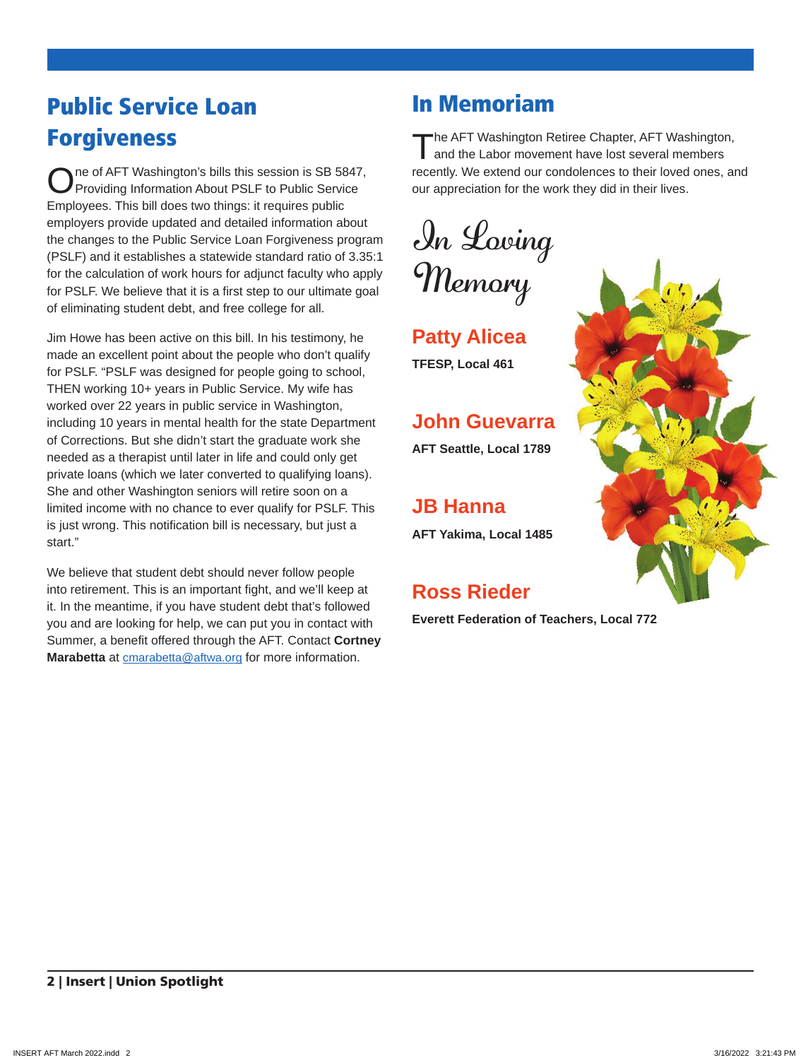## Public Service Loan Forgiveness

One of AFT Washington's bills this session is SB 5847, Providing Information About PSLF to Public Service Employees. This bill does two things: it requires public employers provide updated and detailed information about the changes to the Public Service Loan Forgiveness program (PSLF) and it establishes a statewide standard ratio of 3.35:1 for the calculation of work hours for adjunct faculty who apply for PSLF. We believe that it is a first step to our ultimate goal of eliminating student debt, and free college for all.

Jim Howe has been active on this bill. In his testimony, he made an excellent point about the people who don't qualify for PSLF. "PSLF was designed for people going to school, THEN working 10+ years in Public Service. My wife has worked over 22 years in public service in Washington, including 10 years in mental health for the state Department of Corrections. But she didn't start the graduate work she needed as a therapist until later in life and could only get private loans (which we later converted to qualifying loans). She and other Washington seniors will retire soon on a limited income with no chance to ever qualify for PSLF. This is just wrong. This notification bill is necessary, but just a start."

We believe that student debt should never follow people into retirement. This is an important fight, and we'll keep at it. In the meantime, if you have student debt that's followed you and are looking for help, we can put you in contact with Summer, a benefit offered through the AFT. Contact **Cortney Marabetta** at cmarabetta@aftwa.org for more information.

## In Memoriam

The AFT Washington Retiree Chapter, AFT Washington, and the Labor movement have lost several members recently. We extend our condolences to their loved ones, and our appreciation for the work they did in their lives.

*In Loving Memory*

### Patty Alicea

**TFESP, Local 461**

### John Guevarra

**AFT Seattle, Local 1789**

### JB Hanna

**AFT Yakima, Local 1485**

### Ross Rieder

**Everett Federation of Teachers, Local 772**